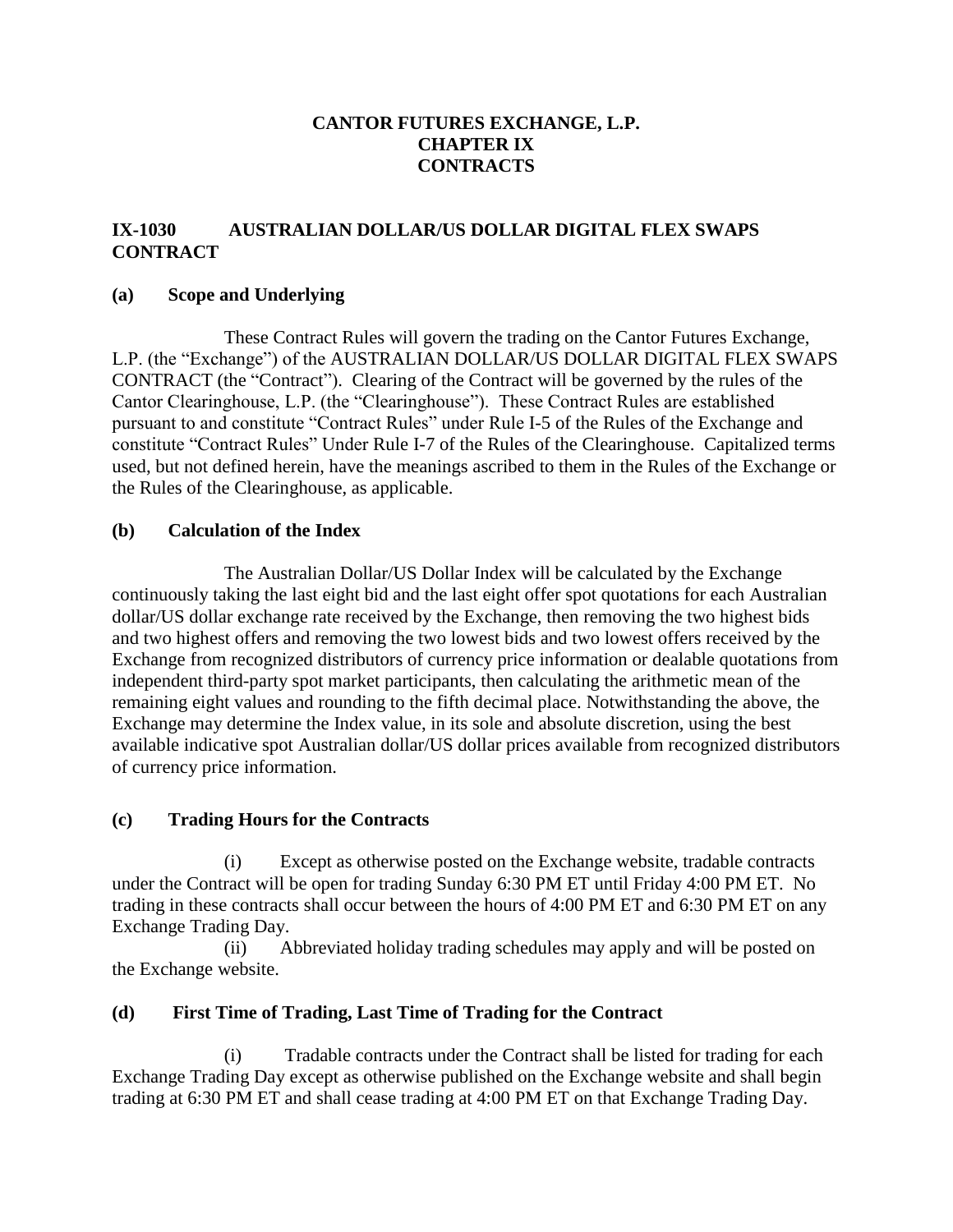# CANTOR FUTURES EXCHANGE, L.P.
# CHAPTER IX
# CONTRACTS

## IX-1030 AUSTRALIAN DOLLAR/US DOLLAR DIGITAL FLEX SWAPS CONTRACT

### (a) Scope and Underlying

These Contract Rules will govern the trading on the Cantor Futures Exchange, L.P. (the "Exchange") of the AUSTRALIAN DOLLAR/US DOLLAR DIGITAL FLEX SWAPS CONTRACT (the "Contract"). Clearing of the Contract will be governed by the rules of the Cantor Clearinghouse, L.P. (the "Clearinghouse"). These Contract Rules are established pursuant to and constitute "Contract Rules" under Rule I-5 of the Rules of the Exchange and constitute "Contract Rules" Under Rule I-7 of the Rules of the Clearinghouse. Capitalized terms used, but not defined herein, have the meanings ascribed to them in the Rules of the Exchange or the Rules of the Clearinghouse, as applicable.

### (b) Calculation of the Index

The Australian Dollar/US Dollar Index will be calculated by the Exchange continuously taking the last eight bid and the last eight offer spot quotations for each Australian dollar/US dollar exchange rate received by the Exchange, then removing the two highest bids and two highest offers and removing the two lowest bids and two lowest offers received by the Exchange from recognized distributors of currency price information or dealable quotations from independent third-party spot market participants, then calculating the arithmetic mean of the remaining eight values and rounding to the fifth decimal place. Notwithstanding the above, the Exchange may determine the Index value, in its sole and absolute discretion, using the best available indicative spot Australian dollar/US dollar prices available from recognized distributors of currency price information.

### (c) Trading Hours for the Contracts

(i) Except as otherwise posted on the Exchange website, tradable contracts under the Contract will be open for trading Sunday 6:30 PM ET until Friday 4:00 PM ET. No trading in these contracts shall occur between the hours of 4:00 PM ET and 6:30 PM ET on any Exchange Trading Day.

(ii) Abbreviated holiday trading schedules may apply and will be posted on the Exchange website.

### (d) First Time of Trading, Last Time of Trading for the Contract

(i) Tradable contracts under the Contract shall be listed for trading for each Exchange Trading Day except as otherwise published on the Exchange website and shall begin trading at 6:30 PM ET and shall cease trading at 4:00 PM ET on that Exchange Trading Day.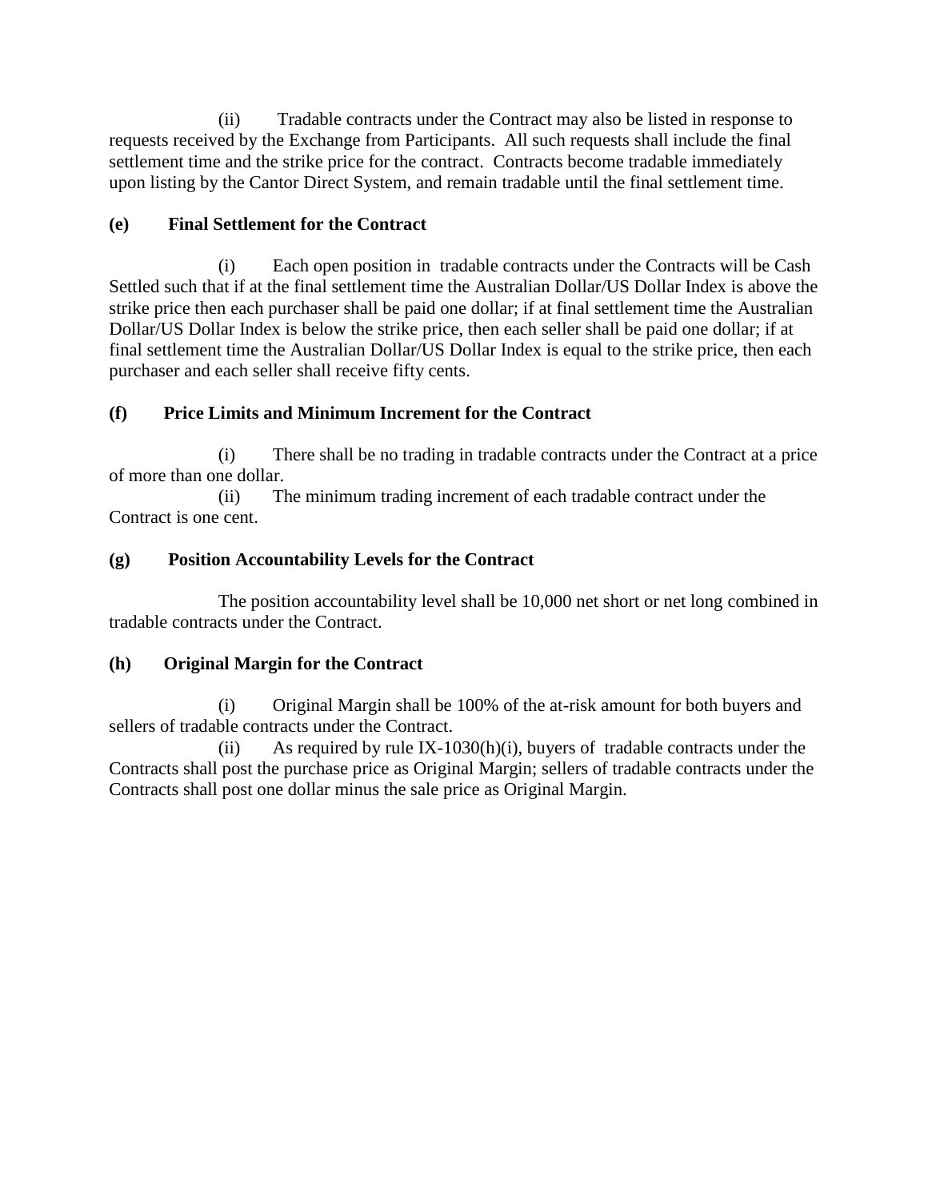(ii) Tradable contracts under the Contract may also be listed in response to requests received by the Exchange from Participants. All such requests shall include the final settlement time and the strike price for the contract. Contracts become tradable immediately upon listing by the Cantor Direct System, and remain tradable until the final settlement time.

**(e) Final Settlement for the Contract**

(i) Each open position in tradable contracts under the Contracts will be Cash Settled such that if at the final settlement time the Australian Dollar/US Dollar Index is above the strike price then each purchaser shall be paid one dollar; if at final settlement time the Australian Dollar/US Dollar Index is below the strike price, then each seller shall be paid one dollar; if at final settlement time the Australian Dollar/US Dollar Index is equal to the strike price, then each purchaser and each seller shall receive fifty cents.

**(f) Price Limits and Minimum Increment for the Contract**

(i) There shall be no trading in tradable contracts under the Contract at a price of more than one dollar.

(ii) The minimum trading increment of each tradable contract under the Contract is one cent.

**(g) Position Accountability Levels for the Contract**

The position accountability level shall be 10,000 net short or net long combined in tradable contracts under the Contract.

**(h) Original Margin for the Contract**

(i) Original Margin shall be 100% of the at-risk amount for both buyers and sellers of tradable contracts under the Contract.

(ii) As required by rule IX-1030(h)(i), buyers of tradable contracts under the Contracts shall post the purchase price as Original Margin; sellers of tradable contracts under the Contracts shall post one dollar minus the sale price as Original Margin.